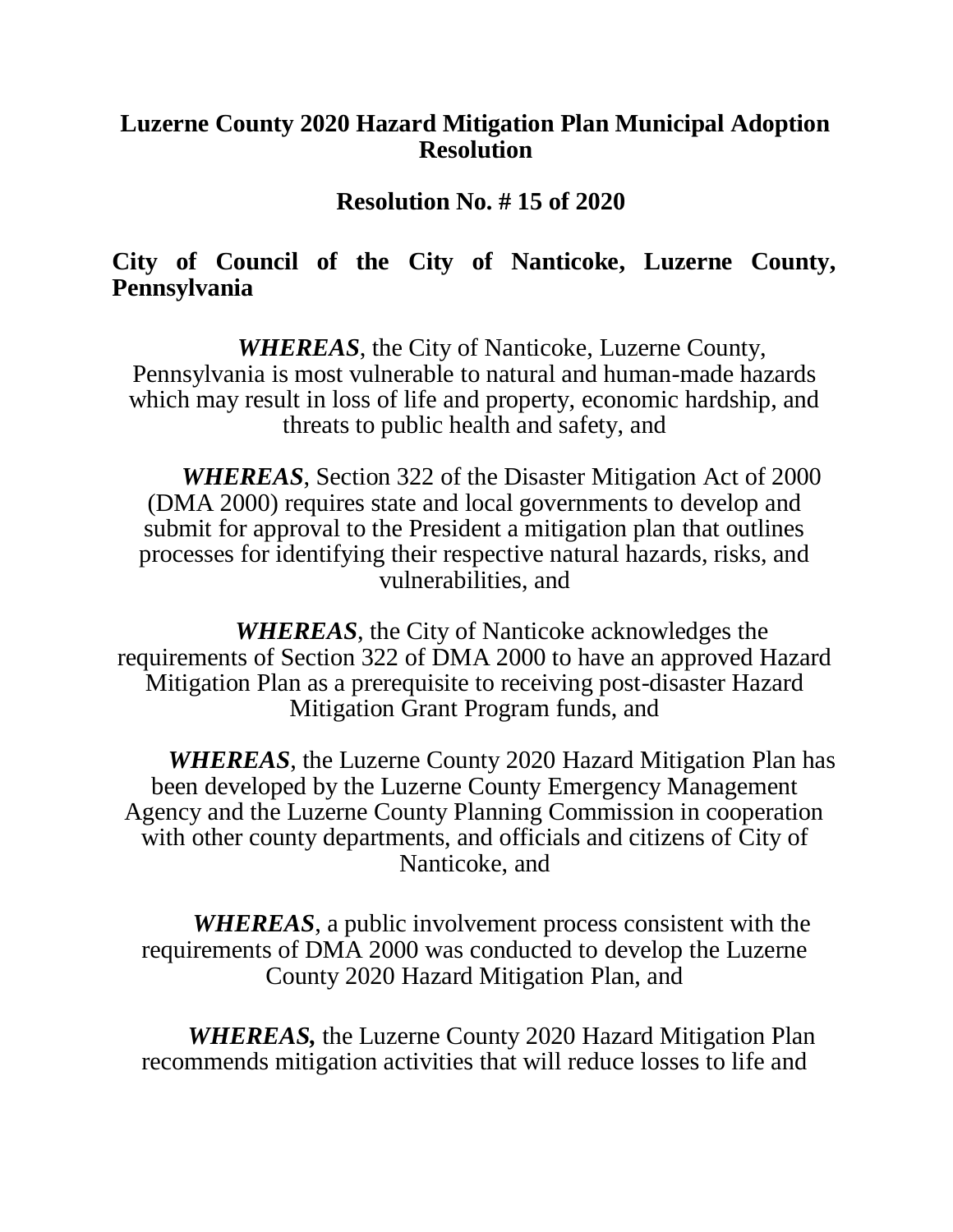# Luzerne County 2020 Hazard Mitigation Plan Municipal Adoption Resolution

## Resolution No. # 15 of 2020

### City of Council of the City of Nanticoke, Luzerne County, Pennsylvania

***WHEREAS***, the City of Nanticoke, Luzerne County, Pennsylvania is most vulnerable to natural and human-made hazards which may result in loss of life and property, economic hardship, and threats to public health and safety, and

***WHEREAS***, Section 322 of the Disaster Mitigation Act of 2000 (DMA 2000) requires state and local governments to develop and submit for approval to the President a mitigation plan that outlines processes for identifying their respective natural hazards, risks, and vulnerabilities, and

***WHEREAS***, the City of Nanticoke acknowledges the requirements of Section 322 of DMA 2000 to have an approved Hazard Mitigation Plan as a prerequisite to receiving post-disaster Hazard Mitigation Grant Program funds, and

***WHEREAS***, the Luzerne County 2020 Hazard Mitigation Plan has been developed by the Luzerne County Emergency Management Agency and the Luzerne County Planning Commission in cooperation with other county departments, and officials and citizens of City of Nanticoke, and

***WHEREAS***, a public involvement process consistent with the requirements of DMA 2000 was conducted to develop the Luzerne County 2020 Hazard Mitigation Plan, and

***WHEREAS,*** the Luzerne County 2020 Hazard Mitigation Plan recommends mitigation activities that will reduce losses to life and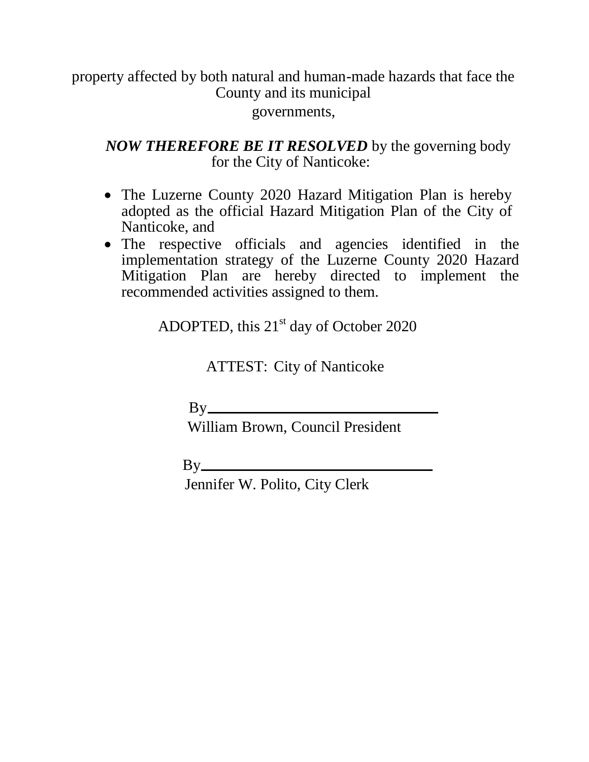property affected by both natural and human-made hazards that face the County and its municipal governments,

***NOW THEREFORE BE IT RESOLVED*** by the governing body for the City of Nanticoke:

- The Luzerne County 2020 Hazard Mitigation Plan is hereby adopted as the official Hazard Mitigation Plan of the City of Nanticoke, and
- The respective officials and agencies identified in the implementation strategy of the Luzerne County 2020 Hazard Mitigation Plan are hereby directed to implement the recommended activities assigned to them.

ADOPTED, this 21st day of October 2020

ATTEST: City of Nanticoke

By\_\_\_\_\_\_\_\_\_\_\_\_\_\_\_\_\_\_\_\_\_\_\_\_\_\_\_\_\_\_\_\_

William Brown, Council President

By\_\_\_\_\_\_\_\_\_\_\_\_\_\_\_\_\_\_\_\_\_\_\_\_\_\_\_\_\_\_\_\_

Jennifer W. Polito, City Clerk